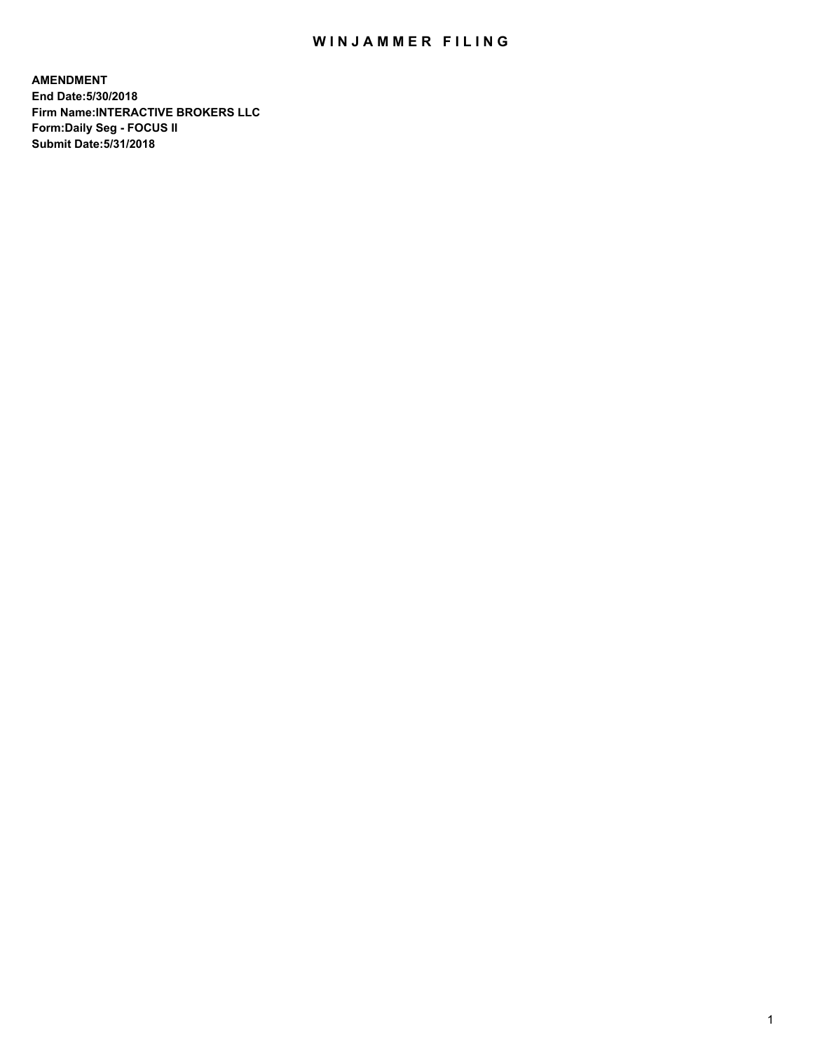# WINJAMMER FILING

**AMENDMENT**
**End Date:5/30/2018**
**Firm Name:INTERACTIVE BROKERS LLC**
**Form:Daily Seg - FOCUS II**
**Submit Date:5/31/2018**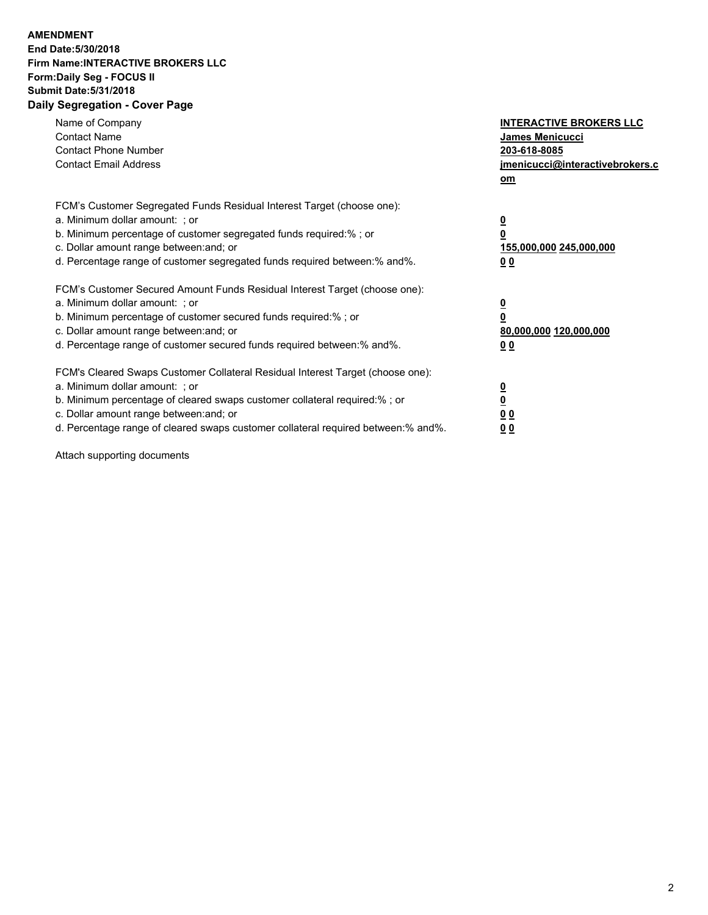**AMENDMENT**
**End Date:5/30/2018**
**Firm Name:INTERACTIVE BROKERS LLC**
**Form:Daily Seg - FOCUS II**
**Submit Date:5/31/2018**

## Daily Segregation - Cover Page

| | |
|---|---|
| Name of Company | **INTERACTIVE BROKERS LLC** |
| Contact Name | **James Menicucci** |
| Contact Phone Number | **203-618-8085** |
| Contact Email Address | **jmenicucci@interactivebrokers.com** |

FCM's Customer Segregated Funds Residual Interest Target (choose one):

| | |
|---|---|
| a. Minimum dollar amount: ; or | **0** |
| b. Minimum percentage of customer segregated funds required:% ; or | **0** |
| c. Dollar amount range between:and; or | **155,000,000 245,000,000** |
| d. Percentage range of customer segregated funds required between:% and%. | **0 0** |

FCM's Customer Secured Amount Funds Residual Interest Target (choose one):

| | |
|---|---|
| a. Minimum dollar amount: ; or | **0** |
| b. Minimum percentage of customer secured funds required:% ; or | **0** |
| c. Dollar amount range between:and; or | **80,000,000 120,000,000** |
| d. Percentage range of customer secured funds required between:% and%. | **0 0** |

FCM's Cleared Swaps Customer Collateral Residual Interest Target (choose one):

| | |
|---|---|
| a. Minimum dollar amount: ; or | **0** |
| b. Minimum percentage of cleared swaps customer collateral required:% ; or | **0** |
| c. Dollar amount range between:and; or | **0 0** |
| d. Percentage range of cleared swaps customer collateral required between:% and%. | **0 0** |

Attach supporting documents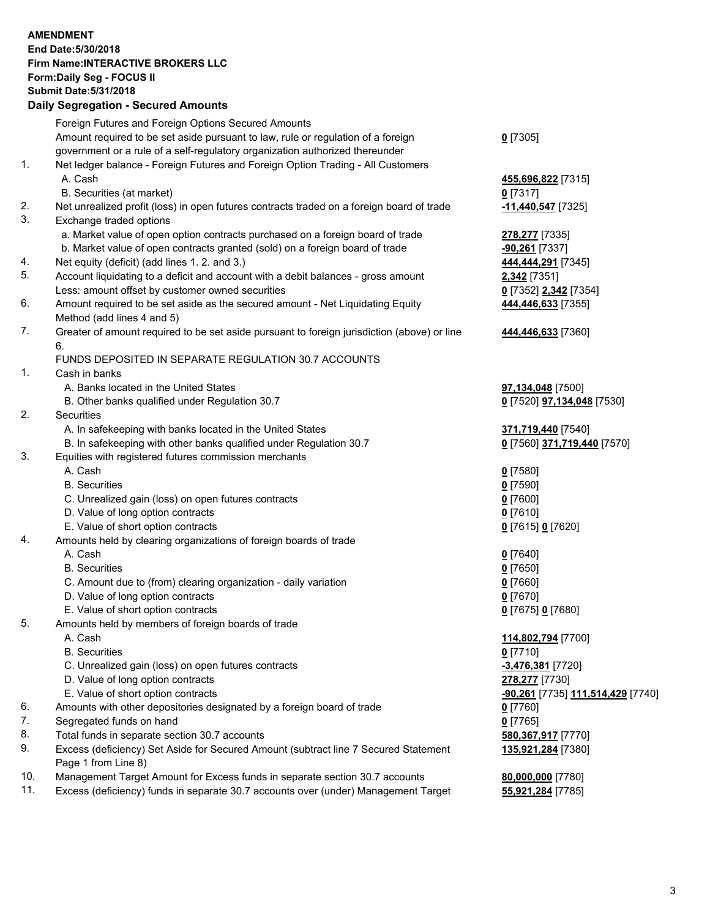**AMENDMENT**
**End Date:5/30/2018**
**Firm Name:INTERACTIVE BROKERS LLC**
**Form:Daily Seg - FOCUS II**
**Submit Date:5/31/2018**
**Daily Segregation - Secured Amounts**

| | | |
|---|---|---|
| | Foreign Futures and Foreign Options Secured Amounts | |
| | Amount required to be set aside pursuant to law, rule or regulation of a foreign government or a rule of a self-regulatory organization authorized thereunder | **0** [7305] |
| 1. | Net ledger balance - Foreign Futures and Foreign Option Trading - All Customers | |
| | A. Cash | **455,696,822** [7315] |
| | B. Securities (at market) | **0** [7317] |
| 2. | Net unrealized profit (loss) in open futures contracts traded on a foreign board of trade | **-11,440,547** [7325] |
| 3. | Exchange traded options | |
| | a. Market value of open option contracts purchased on a foreign board of trade | **278,277** [7335] |
| | b. Market value of open contracts granted (sold) on a foreign board of trade | **-90,261** [7337] |
| 4. | Net equity (deficit) (add lines 1. 2. and 3.) | **444,444,291** [7345] |
| 5. | Account liquidating to a deficit and account with a debit balances - gross amount | **2,342** [7351] |
| | Less: amount offset by customer owned securities | **0** [7352] **2,342** [7354] |
| 6. | Amount required to be set aside as the secured amount - Net Liquidating Equity Method (add lines 4 and 5) | **444,446,633** [7355] |
| 7. | Greater of amount required to be set aside pursuant to foreign jurisdiction (above) or line 6. | **444,446,633** [7360] |
| | FUNDS DEPOSITED IN SEPARATE REGULATION 30.7 ACCOUNTS | |
| 1. | Cash in banks | |
| | A. Banks located in the United States | **97,134,048** [7500] |
| | B. Other banks qualified under Regulation 30.7 | **0** [7520] **97,134,048** [7530] |
| 2. | Securities | |
| | A. In safekeeping with banks located in the United States | **371,719,440** [7540] |
| | B. In safekeeping with other banks qualified under Regulation 30.7 | **0** [7560] **371,719,440** [7570] |
| 3. | Equities with registered futures commission merchants | |
| | A. Cash | **0** [7580] |
| | B. Securities | **0** [7590] |
| | C. Unrealized gain (loss) on open futures contracts | **0** [7600] |
| | D. Value of long option contracts | **0** [7610] |
| | E. Value of short option contracts | **0** [7615] **0** [7620] |
| 4. | Amounts held by clearing organizations of foreign boards of trade | |
| | A. Cash | **0** [7640] |
| | B. Securities | **0** [7650] |
| | C. Amount due to (from) clearing organization - daily variation | **0** [7660] |
| | D. Value of long option contracts | **0** [7670] |
| | E. Value of short option contracts | **0** [7675] **0** [7680] |
| 5. | Amounts held by members of foreign boards of trade | |
| | A. Cash | **114,802,794** [7700] |
| | B. Securities | **0** [7710] |
| | C. Unrealized gain (loss) on open futures contracts | **-3,476,381** [7720] |
| | D. Value of long option contracts | **278,277** [7730] |
| | E. Value of short option contracts | **-90,261** [7735] **111,514,429** [7740] |
| 6. | Amounts with other depositories designated by a foreign board of trade | **0** [7760] |
| 7. | Segregated funds on hand | **0** [7765] |
| 8. | Total funds in separate section 30.7 accounts | **580,367,917** [7770] |
| 9. | Excess (deficiency) Set Aside for Secured Amount (subtract line 7 Secured Statement Page 1 from Line 8) | **135,921,284** [7380] |
| 10. | Management Target Amount for Excess funds in separate section 30.7 accounts | **80,000,000** [7780] |
| 11. | Excess (deficiency) funds in separate 30.7 accounts over (under) Management Target | **55,921,284** [7785] |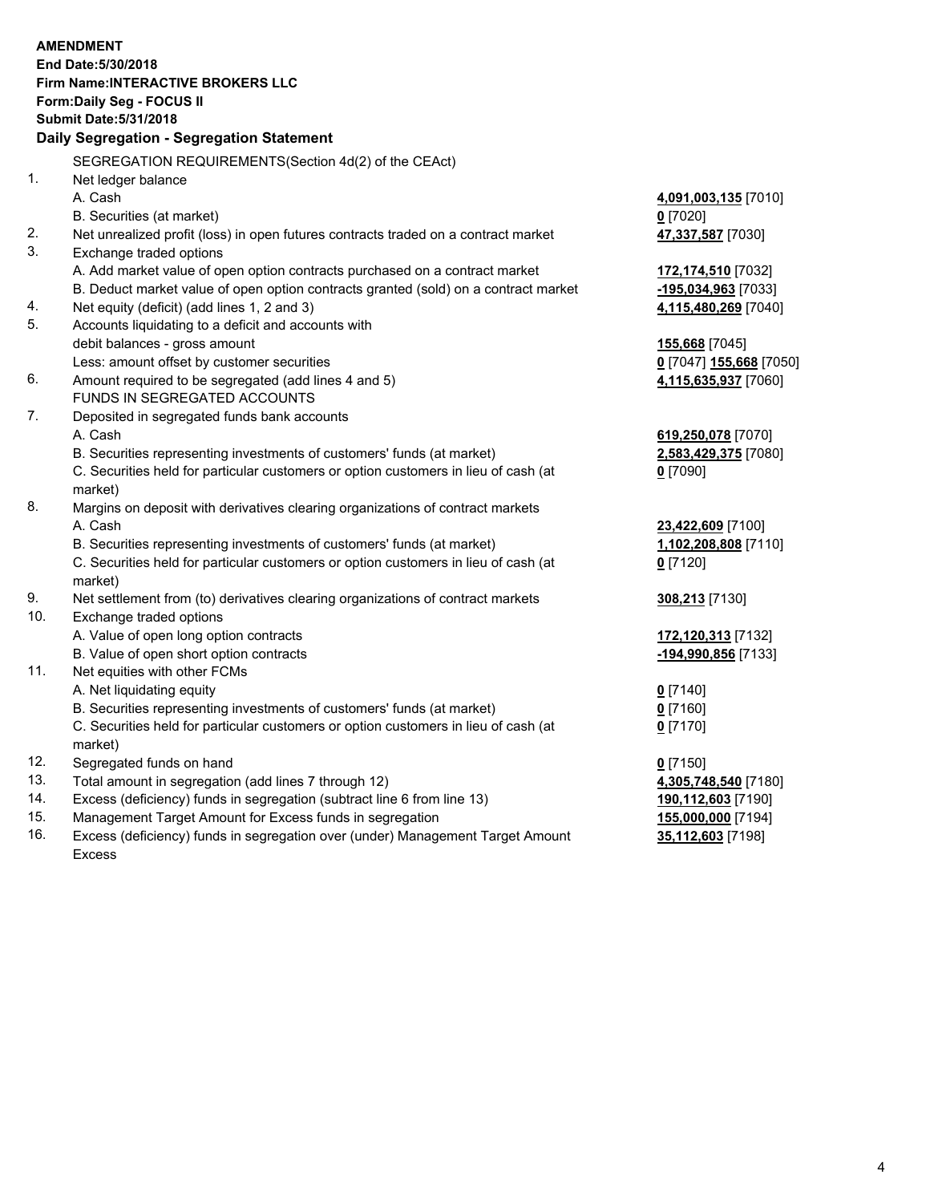**AMENDMENT**
**End Date:5/30/2018**
**Firm Name:INTERACTIVE BROKERS LLC**
**Form:Daily Seg - FOCUS II**
**Submit Date:5/31/2018**

**Daily Segregation - Segregation Statement**

| | | |
|---|---|---|
| | SEGREGATION REQUIREMENTS(Section 4d(2) of the CEAct) | |
| 1. | Net ledger balance | |
| | A. Cash | **4,091,003,135** [7010] |
| | B. Securities (at market) | **0** [7020] |
| 2. | Net unrealized profit (loss) in open futures contracts traded on a contract market | **47,337,587** [7030] |
| 3. | Exchange traded options | |
| | A. Add market value of open option contracts purchased on a contract market | **172,174,510** [7032] |
| | B. Deduct market value of open option contracts granted (sold) on a contract market | **-195,034,963** [7033] |
| 4. | Net equity (deficit) (add lines 1, 2 and 3) | **4,115,480,269** [7040] |
| 5. | Accounts liquidating to a deficit and accounts with debit balances - gross amount | **155,668** [7045] |
| | Less: amount offset by customer securities | **0** [7047] **155,668** [7050] |
| 6. | Amount required to be segregated (add lines 4 and 5) | **4,115,635,937** [7060] |
| | FUNDS IN SEGREGATED ACCOUNTS | |
| 7. | Deposited in segregated funds bank accounts | |
| | A. Cash | **619,250,078** [7070] |
| | B. Securities representing investments of customers' funds (at market) | **2,583,429,375** [7080] |
| | C. Securities held for particular customers or option customers in lieu of cash (at market) | **0** [7090] |
| 8. | Margins on deposit with derivatives clearing organizations of contract markets | |
| | A. Cash | **23,422,609** [7100] |
| | B. Securities representing investments of customers' funds (at market) | **1,102,208,808** [7110] |
| | C. Securities held for particular customers or option customers in lieu of cash (at market) | **0** [7120] |
| 9. | Net settlement from (to) derivatives clearing organizations of contract markets | **308,213** [7130] |
| 10. | Exchange traded options | |
| | A. Value of open long option contracts | **172,120,313** [7132] |
| | B. Value of open short option contracts | **-194,990,856** [7133] |
| 11. | Net equities with other FCMs | |
| | A. Net liquidating equity | **0** [7140] |
| | B. Securities representing investments of customers' funds (at market) | **0** [7160] |
| | C. Securities held for particular customers or option customers in lieu of cash (at market) | **0** [7170] |
| 12. | Segregated funds on hand | **0** [7150] |
| 13. | Total amount in segregation (add lines 7 through 12) | **4,305,748,540** [7180] |
| 14. | Excess (deficiency) funds in segregation (subtract line 6 from line 13) | **190,112,603** [7190] |
| 15. | Management Target Amount for Excess funds in segregation | **155,000,000** [7194] |
| 16. | Excess (deficiency) funds in segregation over (under) Management Target Amount Excess | **35,112,603** [7198] |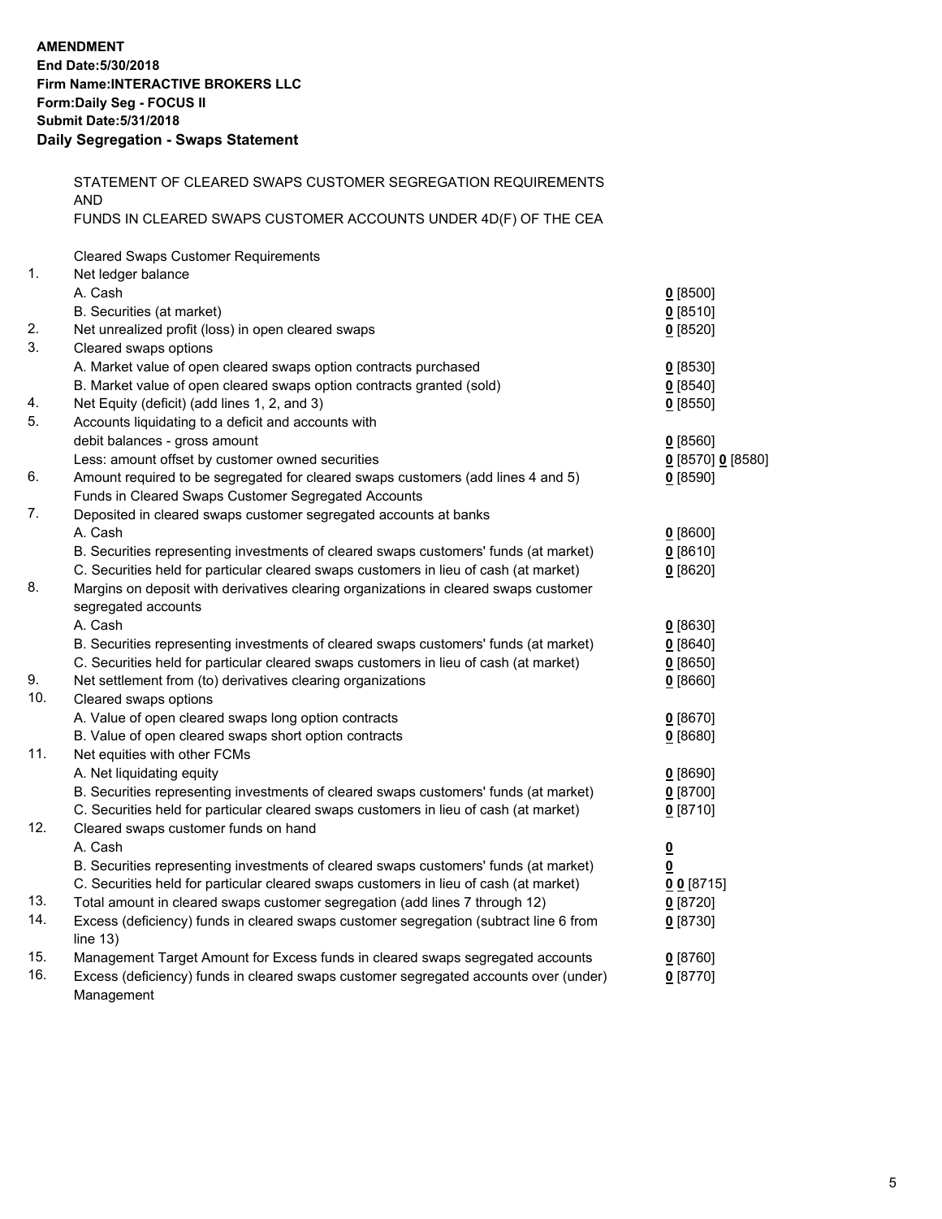**AMENDMENT**
**End Date:5/30/2018**
**Firm Name:INTERACTIVE BROKERS LLC**
**Form:Daily Seg - FOCUS II**
**Submit Date:5/31/2018**
**Daily Segregation - Swaps Statement**

STATEMENT OF CLEARED SWAPS CUSTOMER SEGREGATION REQUIREMENTS
AND
FUNDS IN CLEARED SWAPS CUSTOMER ACCOUNTS UNDER 4D(F) OF THE CEA

| | | |
|---|---|---|
| | Cleared Swaps Customer Requirements | |
| 1. | Net ledger balance | |
| | A. Cash | 0 [8500] |
| | B. Securities (at market) | 0 [8510] |
| 2. | Net unrealized profit (loss) in open cleared swaps | 0 [8520] |
| 3. | Cleared swaps options | |
| | A. Market value of open cleared swaps option contracts purchased | 0 [8530] |
| | B. Market value of open cleared swaps option contracts granted (sold) | 0 [8540] |
| 4. | Net Equity (deficit) (add lines 1, 2, and 3) | 0 [8550] |
| 5. | Accounts liquidating to a deficit and accounts with | |
| | debit balances - gross amount | 0 [8560] |
| | Less: amount offset by customer owned securities | 0 [8570] 0 [8580] |
| 6. | Amount required to be segregated for cleared swaps customers (add lines 4 and 5) | 0 [8590] |
| | Funds in Cleared Swaps Customer Segregated Accounts | |
| 7. | Deposited in cleared swaps customer segregated accounts at banks | |
| | A. Cash | 0 [8600] |
| | B. Securities representing investments of cleared swaps customers' funds (at market) | 0 [8610] |
| | C. Securities held for particular cleared swaps customers in lieu of cash (at market) | 0 [8620] |
| 8. | Margins on deposit with derivatives clearing organizations in cleared swaps customer segregated accounts | |
| | A. Cash | 0 [8630] |
| | B. Securities representing investments of cleared swaps customers' funds (at market) | 0 [8640] |
| | C. Securities held for particular cleared swaps customers in lieu of cash (at market) | 0 [8650] |
| 9. | Net settlement from (to) derivatives clearing organizations | 0 [8660] |
| 10. | Cleared swaps options | |
| | A. Value of open cleared swaps long option contracts | 0 [8670] |
| | B. Value of open cleared swaps short option contracts | 0 [8680] |
| 11. | Net equities with other FCMs | |
| | A. Net liquidating equity | 0 [8690] |
| | B. Securities representing investments of cleared swaps customers' funds (at market) | 0 [8700] |
| | C. Securities held for particular cleared swaps customers in lieu of cash (at market) | 0 [8710] |
| 12. | Cleared swaps customer funds on hand | |
| | A. Cash | 0 |
| | B. Securities representing investments of cleared swaps customers' funds (at market) | 0 |
| | C. Securities held for particular cleared swaps customers in lieu of cash (at market) | 0 0 [8715] |
| 13. | Total amount in cleared swaps customer segregation (add lines 7 through 12) | 0 [8720] |
| 14. | Excess (deficiency) funds in cleared swaps customer segregation (subtract line 6 from line 13) | 0 [8730] |
| 15. | Management Target Amount for Excess funds in cleared swaps segregated accounts | 0 [8760] |
| 16. | Excess (deficiency) funds in cleared swaps customer segregated accounts over (under) Management | 0 [8770] |